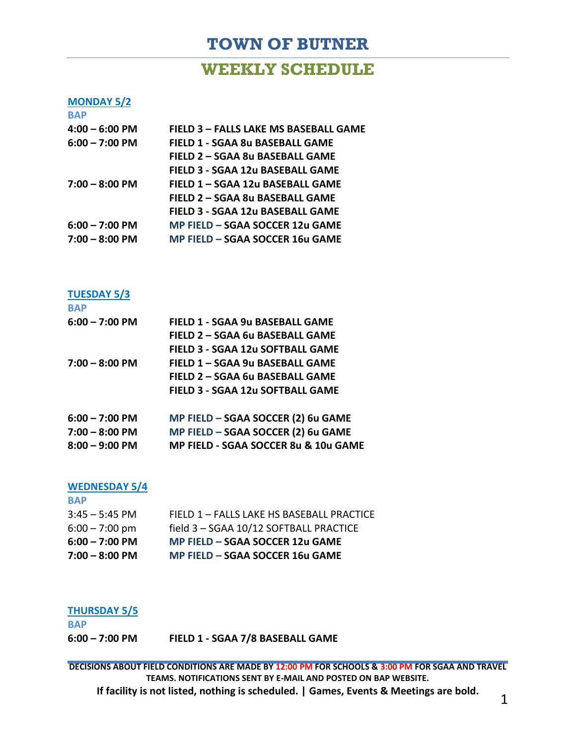# TOWN OF BUTNER

## WEEKLY SCHEDULE

### MONDAY 5/2

**BAP**

| | |
|---|---|
| **4:00 – 6:00 PM** | **FIELD 3 – FALLS LAKE MS BASEBALL GAME** |
| **6:00 – 7:00 PM** | **FIELD 1 - SGAA 8u BASEBALL GAME** |
| | **FIELD 2 – SGAA 8u BASEBALL GAME** |
| | **FIELD 3 - SGAA 12u BASEBALL GAME** |
| **7:00 – 8:00 PM** | **FIELD 1 – SGAA 12u BASEBALL GAME** |
| | **FIELD 2 – SGAA 8u BASEBALL GAME** |
| | **FIELD 3 - SGAA 12u BASEBALL GAME** |
| **6:00 – 7:00 PM** | **MP FIELD – SGAA SOCCER 12u GAME** |
| **7:00 – 8:00 PM** | **MP FIELD – SGAA SOCCER 16u GAME** |

### TUESDAY 5/3

**BAP**

| | |
|---|---|
| **6:00 – 7:00 PM** | **FIELD 1 - SGAA 9u BASEBALL GAME** |
| | **FIELD 2 – SGAA 6u BASEBALL GAME** |
| | **FIELD 3 - SGAA 12u SOFTBALL GAME** |
| **7:00 – 8:00 PM** | **FIELD 1 – SGAA 9u BASEBALL GAME** |
| | **FIELD 2 – SGAA 6u BASEBALL GAME** |
| | **FIELD 3 - SGAA 12u SOFTBALL GAME** |
| **6:00 – 7:00 PM** | **MP FIELD – SGAA SOCCER (2) 6u GAME** |
| **7:00 – 8:00 PM** | **MP FIELD – SGAA SOCCER (2) 6u GAME** |
| **8:00 – 9:00 PM** | **MP FIELD - SGAA SOCCER 8u & 10u GAME** |

### WEDNESDAY 5/4

**BAP**

| | |
|---|---|
| 3:45 – 5:45 PM | FIELD 1 – FALLS LAKE HS BASEBALL PRACTICE |
| 6:00 – 7:00 pm | field 3 – SGAA 10/12 SOFTBALL PRACTICE |
| **6:00 – 7:00 PM** | **MP FIELD – SGAA SOCCER 12u GAME** |
| **7:00 – 8:00 PM** | **MP FIELD – SGAA SOCCER 16u GAME** |

### THURSDAY 5/5

**BAP**

| | |
|---|---|
| **6:00 – 7:00 PM** | **FIELD 1 - SGAA 7/8 BASEBALL GAME** |

**DECISIONS ABOUT FIELD CONDITIONS ARE MADE BY 12:00 PM FOR SCHOOLS & 3:00 PM FOR SGAA AND TRAVEL TEAMS. NOTIFICATIONS SENT BY E-MAIL AND POSTED ON BAP WEBSITE.**

**If facility is not listed, nothing is scheduled. | Games, Events & Meetings are bold.**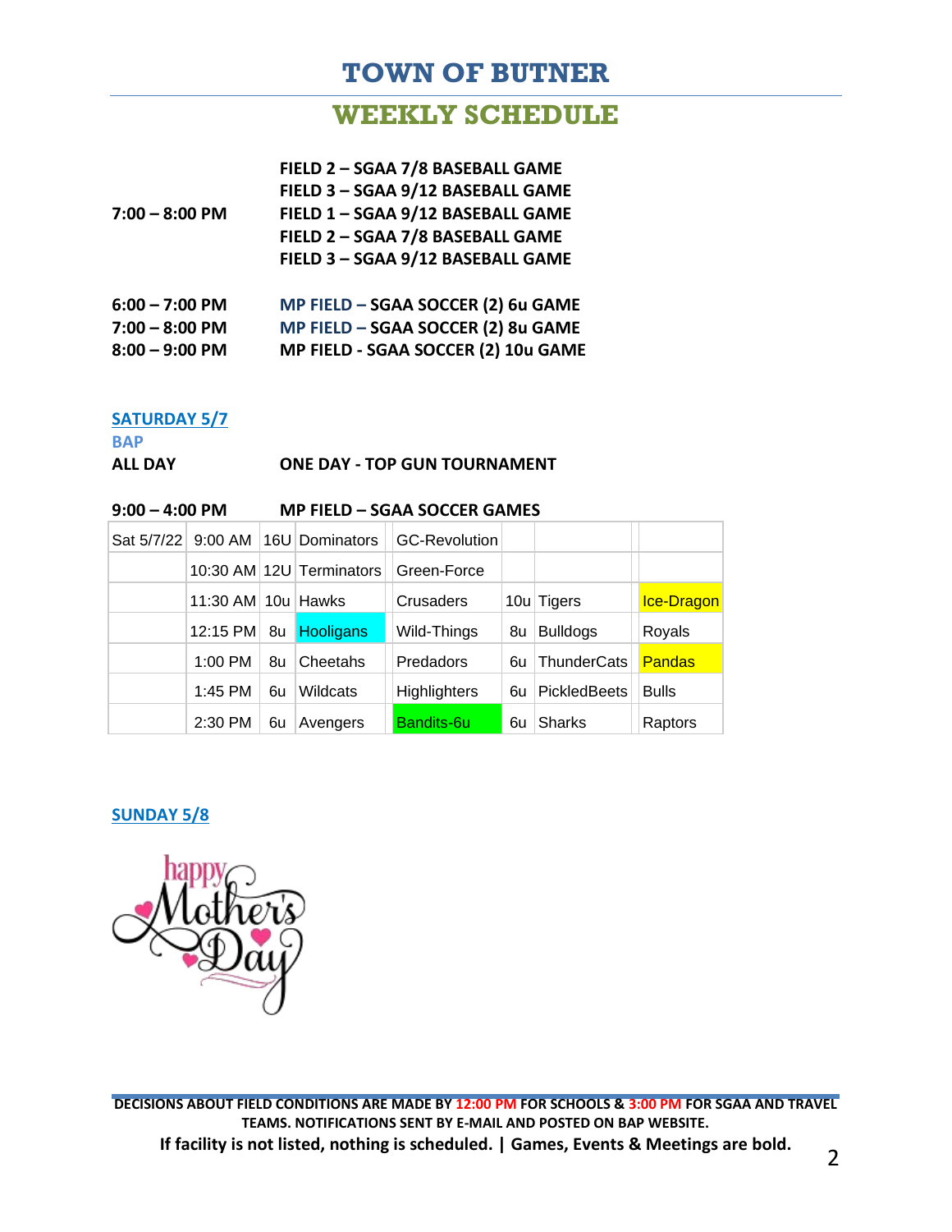# TOWN OF BUTNER

## WEEKLY SCHEDULE

| | |
|---|---|
| | **FIELD 2 – SGAA 7/8 BASEBALL GAME** |
| | **FIELD 3 – SGAA 9/12 BASEBALL GAME** |
| **7:00 – 8:00 PM** | **FIELD 1 – SGAA 9/12 BASEBALL GAME** |
| | **FIELD 2 – SGAA 7/8 BASEBALL GAME** |
| | **FIELD 3 – SGAA 9/12 BASEBALL GAME** |

**6:00 – 7:00 PM** **MP FIELD – SGAA SOCCER (2) 6u GAME**
**7:00 – 8:00 PM** **MP FIELD – SGAA SOCCER (2) 8u GAME**
**8:00 – 9:00 PM** **MP FIELD - SGAA SOCCER (2) 10u GAME**

**SATURDAY 5/7**

**BAP**

**ALL DAY** **ONE DAY - TOP GUN TOURNAMENT**

**9:00 – 4:00 PM** **MP FIELD – SGAA SOCCER GAMES**

| | | | | | | | |
|---|---|---|---|---|---|---|---|
| Sat 5/7/22 | 9:00 AM | 16U | Dominators | GC-Revolution | | | |
| | 10:30 AM | 12U | Terminators | Green-Force | | | |
| | 11:30 AM | 10u | Hawks | Crusaders | 10u | Tigers | Ice-Dragon |
| | 12:15 PM | 8u | Hooligans | Wild-Things | 8u | Bulldogs | Royals |
| | 1:00 PM | 8u | Cheetahs | Predadors | 6u | ThunderCats | Pandas |
| | 1:45 PM | 6u | Wildcats | Highlighters | 6u | PickledBeets | Bulls |
| | 2:30 PM | 6u | Avengers | Bandits-6u | 6u | Sharks | Raptors |

**SUNDAY 5/8**

happy Mother's Day

**DECISIONS ABOUT FIELD CONDITIONS ARE MADE BY 12:00 PM FOR SCHOOLS & 3:00 PM FOR SGAA AND TRAVEL TEAMS. NOTIFICATIONS SENT BY E-MAIL AND POSTED ON BAP WEBSITE.**

**If facility is not listed, nothing is scheduled. | Games, Events & Meetings are bold.**